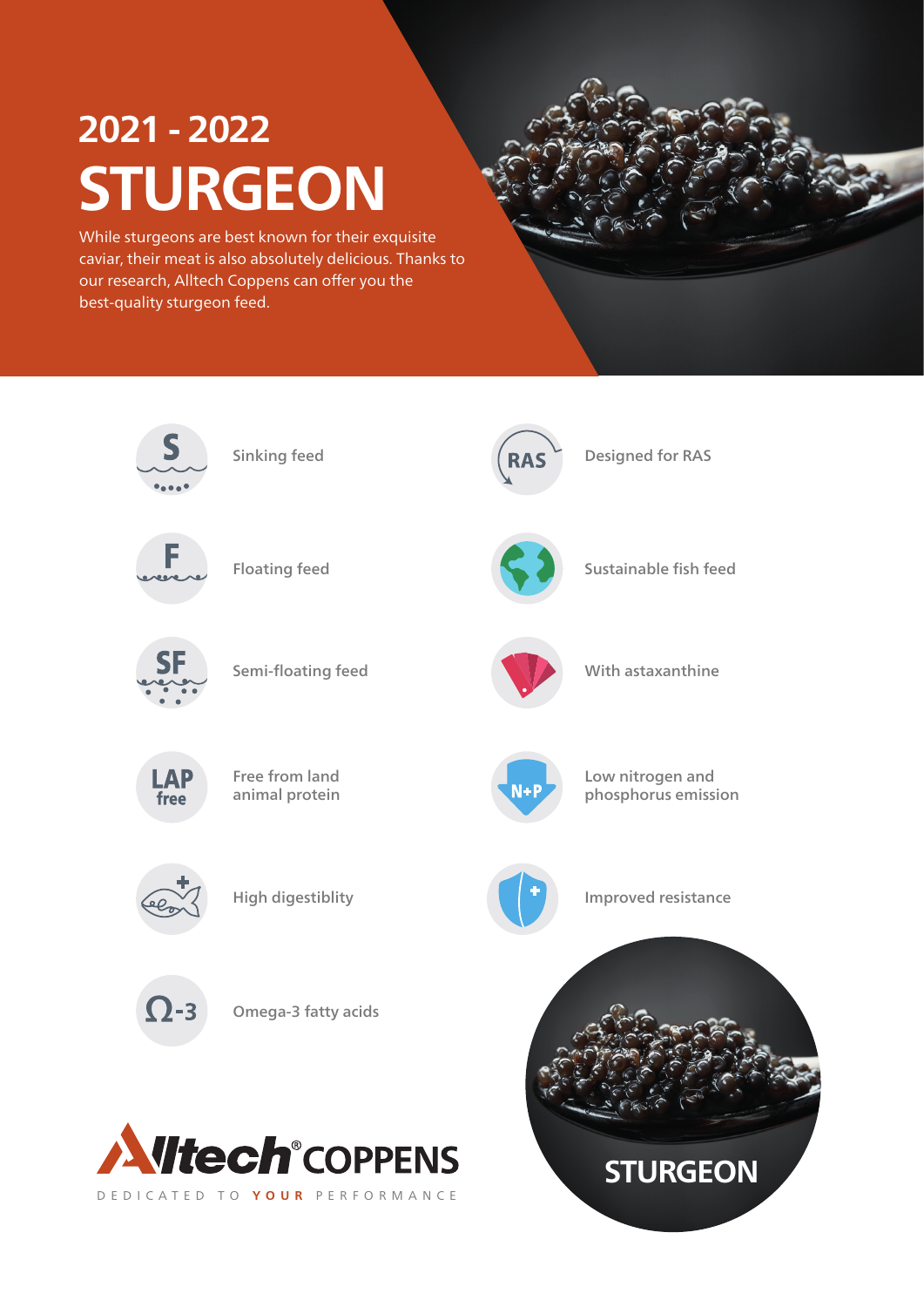# 2021 - 2022

# STURGEON

While sturgeons are best known for their exquisite caviar, their meat is also absolutely delicious. Thanks to our research, Alltech Coppens can offer you the best-quality sturgeon feed.

- Sinking feed
- Floating feed
- Semi-floating feed
- Free from land animal protein
- High digestiblity
- Omega-3 fatty acids
- Designed for RAS
- Sustainable fish feed
- With astaxanthine
- Low nitrogen and phosphorus emission
- Improved resistance

Alltech® COPPENS

DEDICATED TO **YOUR** PERFORMANCE

STURGEON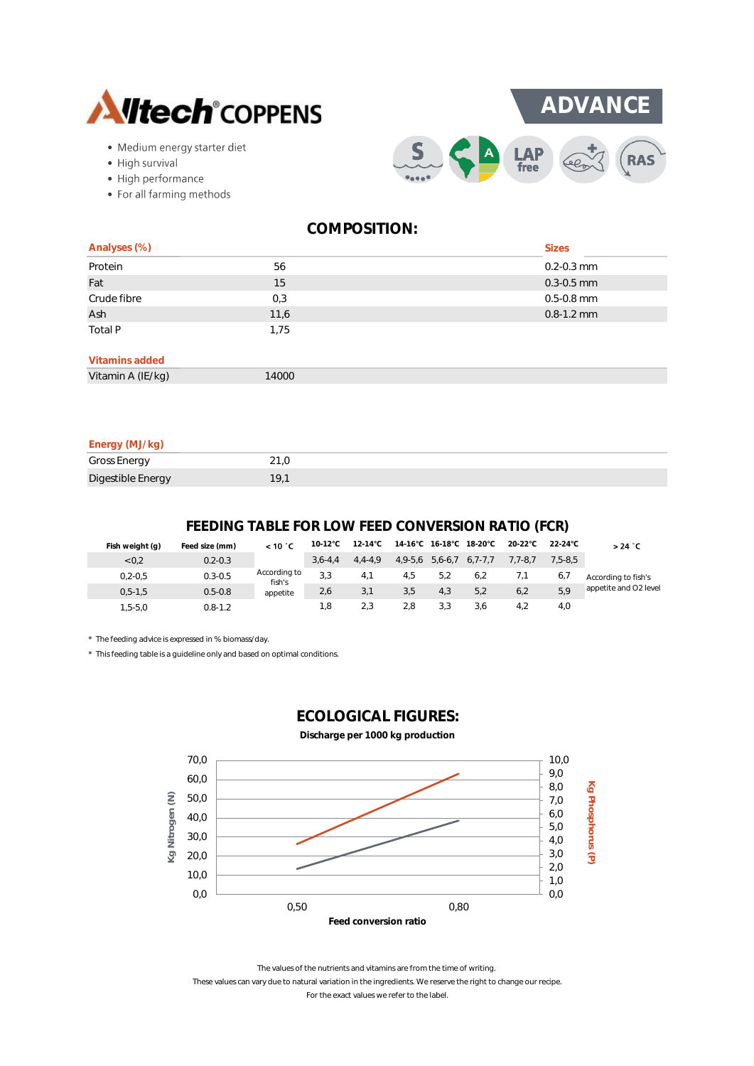Alltech® COPPENS

# ADVANCE

- Medium energy starter diet
- High survival
- High performance
- For all farming methods

S | A | LAP free | RAS

## COMPOSITION:

| Analyses (%) | | Sizes |
|---|---|---|
| Protein | 56 | 0.2-0.3 mm |
| Fat | 15 | 0.3-0.5 mm |
| Crude fibre | 0,3 | 0.5-0.8 mm |
| Ash | 11,6 | 0.8-1.2 mm |
| Total P | 1,75 | |

| Vitamins added | |
|---|---|
| Vitamin A (IE/kg) | 14000 |

| Energy (MJ/kg) | |
|---|---|
| Gross Energy | 21,0 |
| Digestible Energy | 19,1 |

## FEEDING TABLE FOR LOW FEED CONVERSION RATIO (FCR)

| Fish weight (g) | Feed size (mm) | < 10 °C | 10-12°C | 12-14°C | 14-16°C | 16-18°C | 18-20°C | 20-22°C | 22-24°C | > 24 °C |
|---|---|---|---|---|---|---|---|---|---|---|
| <0,2 | 0.2-0.3 | According to fish's appetite | 3,6-4,4 | 4,4-4,9 | 4,9-5,6 | 5,6-6,7 | 6,7-7,7 | 7,7-8,7 | 7,5-8,5 | According to fish's appetite and O2 level |
| 0,2-0,5 | 0.3-0.5 | | 3,3 | 4,1 | 4,5 | 5,2 | 6,2 | 7,1 | 6,7 | |
| 0,5-1,5 | 0.5-0.8 | | 2,6 | 3,1 | 3,5 | 4,3 | 5,2 | 6,2 | 5,9 | |
| 1,5-5,0 | 0.8-1.2 | | 1,8 | 2,3 | 2,8 | 3,3 | 3,6 | 4,2 | 4,0 | |

* The feeding advice is expressed in % biomass/day.
* This feeding table is a guideline only and based on optimal conditions.

## ECOLOGICAL FIGURES:

**Discharge per 1000 kg production**

Kg Nitrogen (N): 0,0 – 70,0; Kg Phosphorus (P): 0,0 – 10,0

Feed conversion ratio: 0,50; 0,80

The values of the nutrients and vitamins are from the time of writing.
These values can vary due to natural variation in the ingredients. We reserve the right to change our recipe.
For the exact values we refer to the label.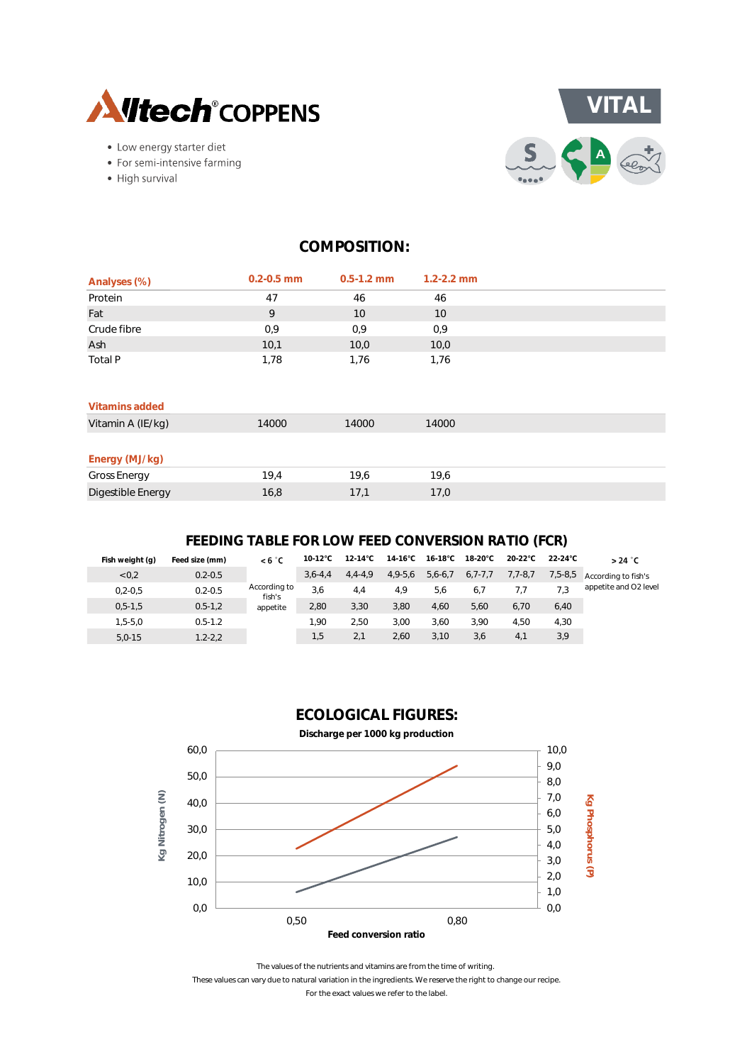Alltech® COPPENS

# VITAL

- Low energy starter diet
- For semi-intensive farming
- High survival

## COMPOSITION:

| Analyses (%) | 0.2-0.5 mm | 0.5-1.2 mm | 1.2-2.2 mm |
|---|---|---|---|
| Protein | 47 | 46 | 46 |
| Fat | 9 | 10 | 10 |
| Crude fibre | 0,9 | 0,9 | 0,9 |
| Ash | 10,1 | 10,0 | 10,0 |
| Total P | 1,78 | 1,76 | 1,76 |

| Vitamins added | | | |
|---|---|---|---|
| Vitamin A (IE/kg) | 14000 | 14000 | 14000 |

| Energy (MJ/kg) | | | |
|---|---|---|---|
| Gross Energy | 19,4 | 19,6 | 19,6 |
| Digestible Energy | 16,8 | 17,1 | 17,0 |

## FEEDING TABLE FOR LOW FEED CONVERSION RATIO (FCR)

| Fish weight (g) | Feed size (mm) | < 6 °C | 10-12°C | 12-14°C | 14-16°C | 16-18°C | 18-20°C | 20-22°C | 22-24°C | > 24 °C |
|---|---|---|---|---|---|---|---|---|---|---|
| <0,2 | 0.2-0.5 | According to fish's appetite | 3,6-4,4 | 4,4-4,9 | 4,9-5,6 | 5,6-6,7 | 6,7-7,7 | 7,7-8,7 | 7,5-8,5 | According to fish's appetite and O2 level |
| 0,2-0,5 | 0.2-0.5 | | 3,6 | 4,4 | 4,9 | 5,6 | 6,7 | 7,7 | 7,3 | |
| 0,5-1,5 | 0.5-1,2 | | 2,80 | 3,30 | 3,80 | 4,60 | 5,60 | 6,70 | 6,40 | |
| 1,5-5,0 | 0.5-1.2 | | 1,90 | 2,50 | 3,00 | 3,60 | 3,90 | 4,50 | 4,30 | |
| 5,0-15 | 1.2-2,2 | | 1,5 | 2,1 | 2,60 | 3,10 | 3,6 | 4,1 | 3,9 | |

## ECOLOGICAL FIGURES:

**Discharge per 1000 kg production**

Kg Nitrogen (N): 0,0 – 60,0; Kg Phosphorus (P): 0,0 – 10,0

Feed conversion ratio: 0,50 – 0,80

The values of the nutrients and vitamins are from the time of writing.
These values can vary due to natural variation in the ingredients. We reserve the right to change our recipe.
For the exact values we refer to the label.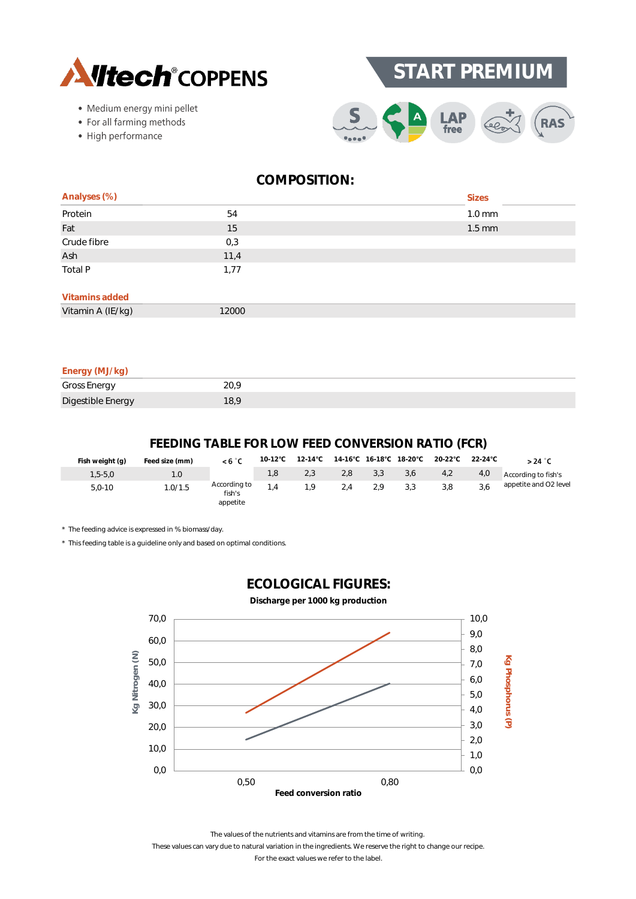# Alltech® COPPENS

## START PREMIUM

- Medium energy mini pellet
- For all farming methods
- High performance

## COMPOSITION:

| Analyses (%) | | Sizes |
|---|---|---|
| Protein | 54 | 1.0 mm |
| Fat | 15 | 1.5 mm |
| Crude fibre | 0,3 | |
| Ash | 11,4 | |
| Total P | 1,77 | |

| Vitamins added | |
|---|---|
| Vitamin A (IE/kg) | 12000 |

| Energy (MJ/kg) | |
|---|---|
| Gross Energy | 20,9 |
| Digestible Energy | 18,9 |

## FEEDING TABLE FOR LOW FEED CONVERSION RATIO (FCR)

| Fish weight (g) | Feed size (mm) | < 6 °C | 10-12°C | 12-14°C | 14-16°C | 16-18°C | 18-20°C | 20-22°C | 22-24°C | > 24 °C |
|---|---|---|---|---|---|---|---|---|---|---|
| 1,5-5,0 | 1.0 | According to fish's appetite | 1,8 | 2,3 | 2,8 | 3,3 | 3,6 | 4,2 | 4,0 | According to fish's appetite and O2 level |
| 5,0-10 | 1.0/1.5 | | 1,4 | 1,9 | 2,4 | 2,9 | 3,3 | 3,8 | 3,6 | |

* The feeding advice is expressed in % biomass/day.
* This feeding table is a guideline only and based on optimal conditions.

## ECOLOGICAL FIGURES:

**Discharge per 1000 kg production**

The values of the nutrients and vitamins are from the time of writing.
These values can vary due to natural variation in the ingredients. We reserve the right to change our recipe.
For the exact values we refer to the label.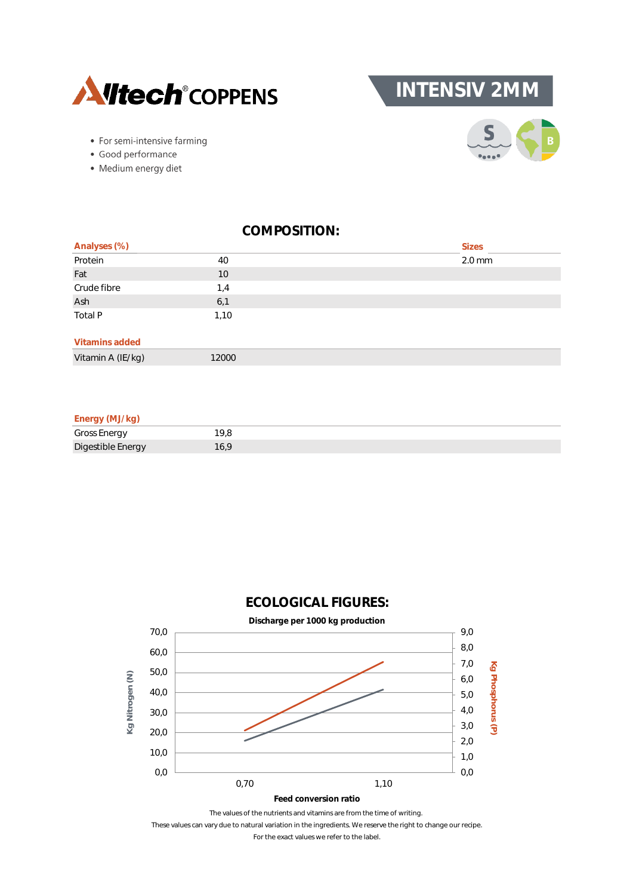Alltech® COPPENS

# INTENSIV 2MM

- For semi-intensive farming
- Good performance
- Medium energy diet

## COMPOSITION:

| Analyses (%) | | Sizes |
|---|---|---|
| Protein | 40 | 2.0 mm |
| Fat | 10 | |
| Crude fibre | 1,4 | |
| Ash | 6,1 | |
| Total P | 1,10 | |

| Vitamins added | |
|---|---|
| Vitamin A (IE/kg) | 12000 |

| Energy (MJ/kg) | |
|---|---|
| Gross Energy | 19,8 |
| Digestible Energy | 16,9 |

## ECOLOGICAL FIGURES:

**Discharge per 1000 kg production**

Kg Nitrogen (N): 0,0 – 70,0; Kg Phosphorus (P): 0,0 – 9,0

Feed conversion ratio: 0,70 – 1,10

The values of the nutrients and vitamins are from the time of writing.
These values can vary due to natural variation in the ingredients. We reserve the right to change our recipe.
For the exact values we refer to the label.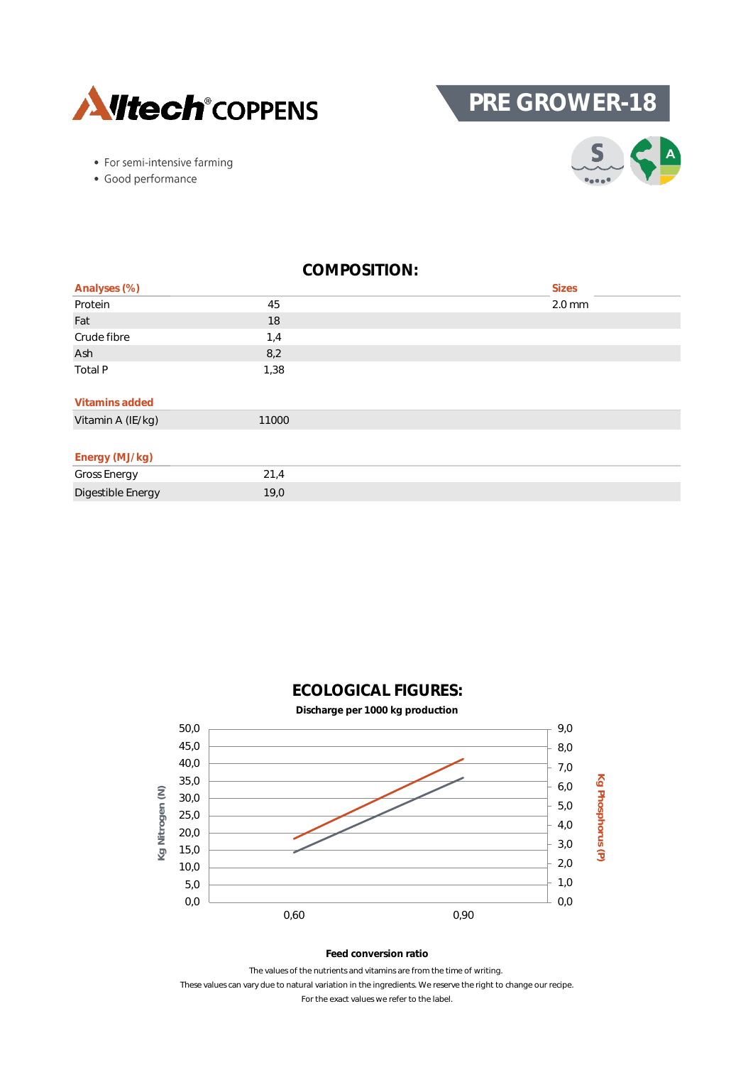Alltech® COPPENS

# PRE GROWER-18

- For semi-intensive farming
- Good performance

## COMPOSITION:

| Analyses (%) | | Sizes |
|---|---|---|
| Protein | 45 | 2.0 mm |
| Fat | 18 | |
| Crude fibre | 1,4 | |
| Ash | 8,2 | |
| Total P | 1,38 | |

| Vitamins added | |
|---|---|
| Vitamin A (IE/kg) | 11000 |

| Energy (MJ/kg) | |
|---|---|
| Gross Energy | 21,4 |
| Digestible Energy | 19,0 |

## ECOLOGICAL FIGURES:

**Discharge per 1000 kg production**

Kg Nitrogen (N) / Kg Phosphorus (P)

**Feed conversion ratio**

The values of the nutrients and vitamins are from the time of writing.
These values can vary due to natural variation in the ingredients. We reserve the right to change our recipe.
For the exact values we refer to the label.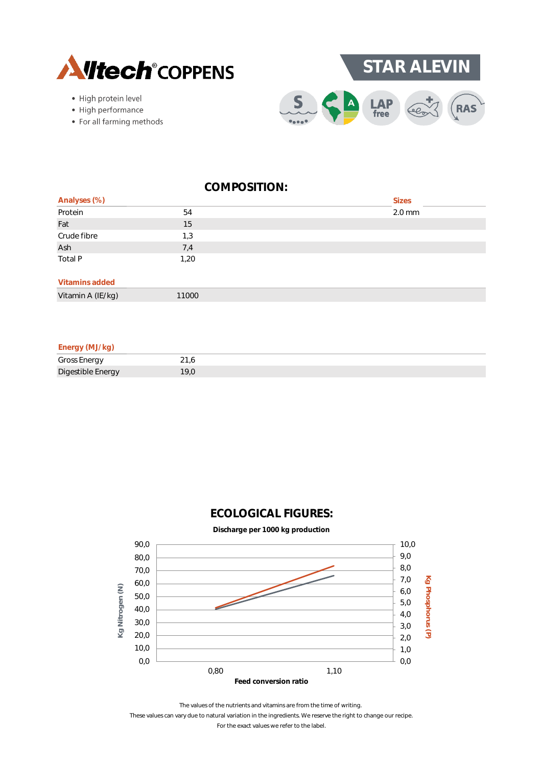Alltech® COPPENS

# STAR ALEVIN

- High protein level
- High performance
- For all farming methods

S | A | LAP free | RAS

## COMPOSITION:

| Analyses (%) | | Sizes |
|---|---|---|
| Protein | 54 | 2.0 mm |
| Fat | 15 | |
| Crude fibre | 1,3 | |
| Ash | 7,4 | |
| Total P | 1,20 | |

| Vitamins added | |
|---|---|
| Vitamin A (IE/kg) | 11000 |

| Energy (MJ/kg) | |
|---|---|
| Gross Energy | 21,6 |
| Digestible Energy | 19,0 |

## ECOLOGICAL FIGURES:

**Discharge per 1000 kg production**

Kg Nitrogen (N) (left axis: 0,0 – 90,0); Kg Phosphorus (P) (right axis: 0,0 – 10,0)

Feed conversion ratio: 0,80 – 1,10

The values of the nutrients and vitamins are from the time of writing.
These values can vary due to natural variation in the ingredients. We reserve the right to change our recipe.
For the exact values we refer to the label.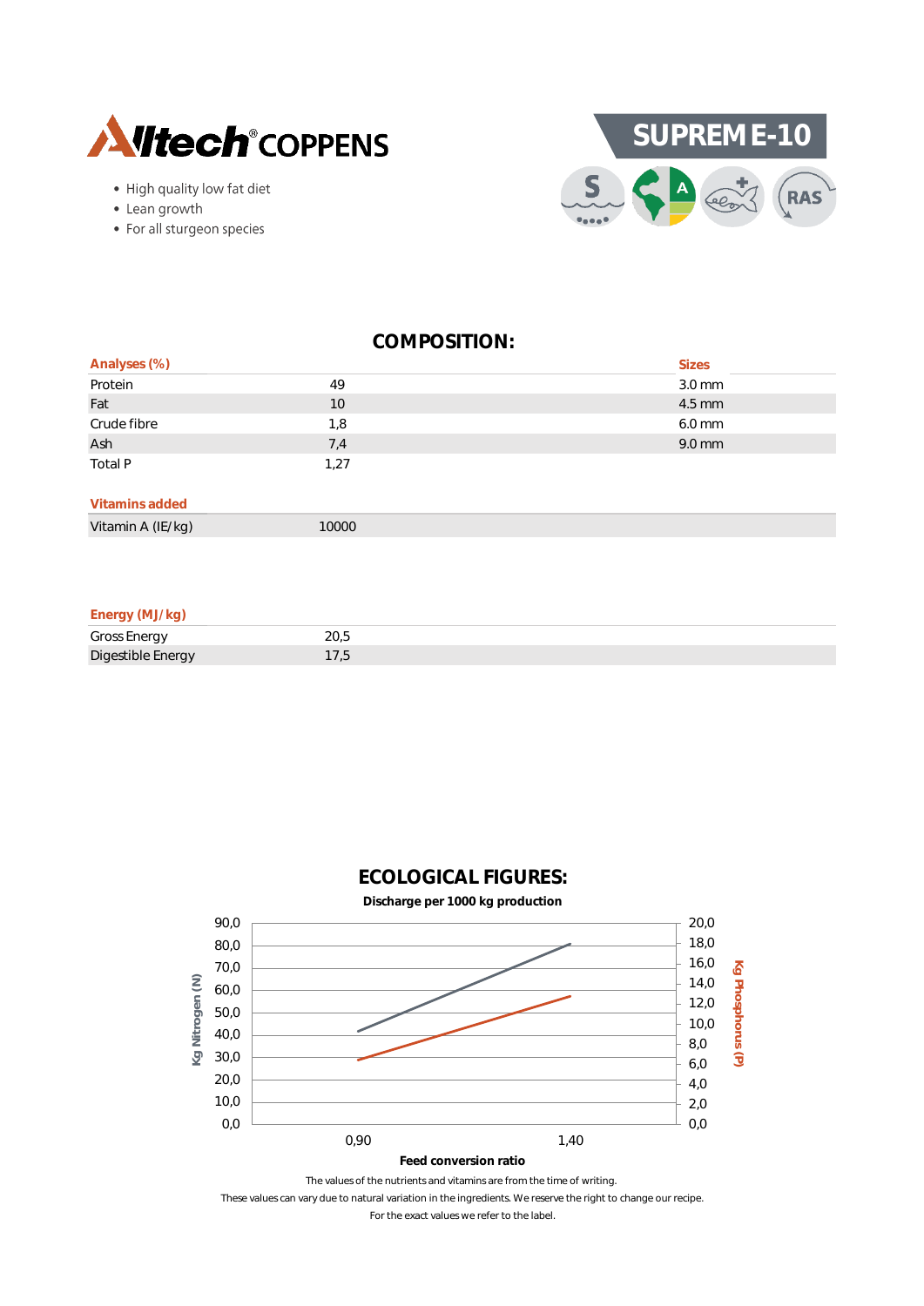Alltech® COPPENS

# SUPREM E-10

- High quality low fat diet
- Lean growth
- For all sturgeon species

S A RAS

## COMPOSITION:

| Analyses (%) | | Sizes |
|---|---|---|
| Protein | 49 | 3.0 mm |
| Fat | 10 | 4.5 mm |
| Crude fibre | 1,8 | 6.0 mm |
| Ash | 7,4 | 9.0 mm |
| Total P | 1,27 | |

| Vitamins added | |
|---|---|
| Vitamin A (IE/kg) | 10000 |

| Energy (MJ/kg) | |
|---|---|
| Gross Energy | 20,5 |
| Digestible Energy | 17,5 |

## ECOLOGICAL FIGURES:

**Discharge per 1000 kg production**

Kg Nitrogen (N): 0,0 – 90,0 | Kg Phosphorus (P): 0,0 – 20,0

Feed conversion ratio: 0,90 – 1,40

The values of the nutrients and vitamins are from the time of writing.
These values can vary due to natural variation in the ingredients. We reserve the right to change our recipe.
For the exact values we refer to the label.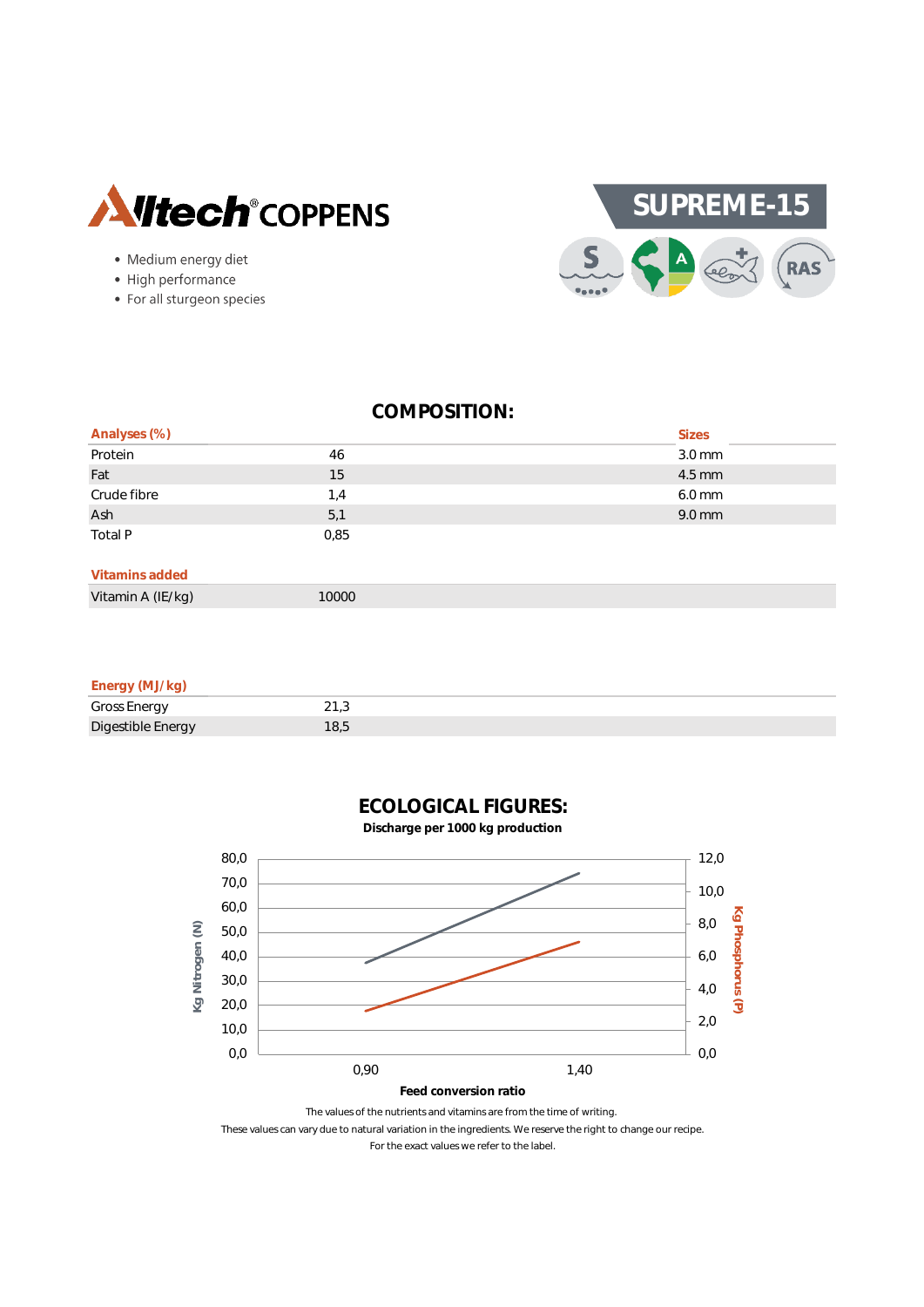Alltech® COPPENS

# SUPREME-15

- Medium energy diet
- High performance
- For all sturgeon species

S A RAS

## COMPOSITION:

| Analyses (%) | | Sizes |
|---|---|---|
| Protein | 46 | 3.0 mm |
| Fat | 15 | 4.5 mm |
| Crude fibre | 1,4 | 6.0 mm |
| Ash | 5,1 | 9.0 mm |
| Total P | 0,85 | |

| Vitamins added | |
|---|---|
| Vitamin A (IE/kg) | 10000 |

| Energy (MJ/kg) | |
|---|---|
| Gross Energy | 21,3 |
| Digestible Energy | 18,5 |

## ECOLOGICAL FIGURES:

**Discharge per 1000 kg production**

Kg Nitrogen (N): 0,0; 10,0; 20,0; 30,0; 40,0; 50,0; 60,0; 70,0; 80,0

Kg Phosphorus (P): 0,0; 2,0; 4,0; 6,0; 8,0; 10,0; 12,0

Feed conversion ratio: 0,90; 1,40

The values of the nutrients and vitamins are from the time of writing.
These values can vary due to natural variation in the ingredients. We reserve the right to change our recipe.
For the exact values we refer to the label.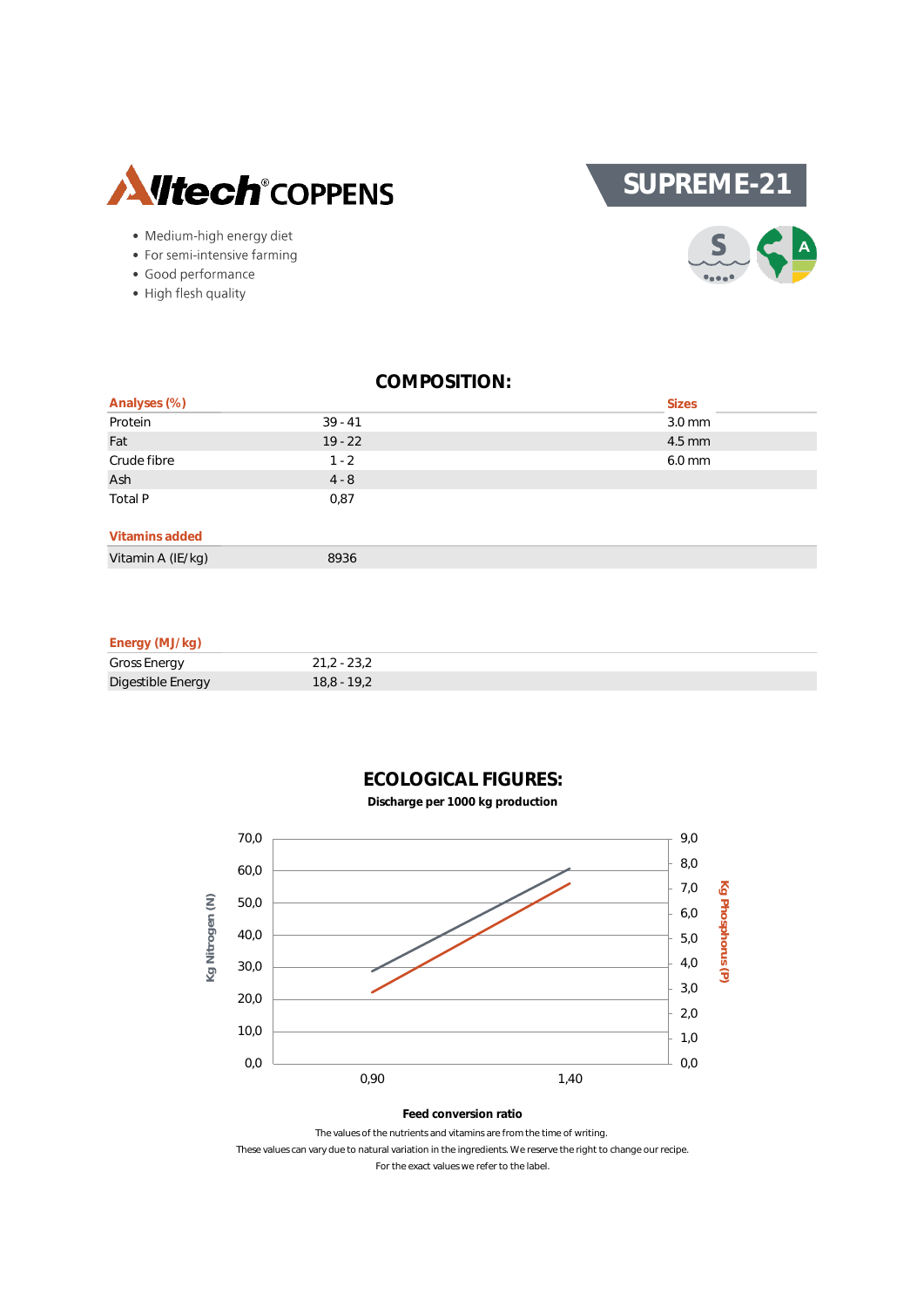Alltech® COPPENS

# SUPREME-21

- Medium-high energy diet
- For semi-intensive farming
- Good performance
- High flesh quality

## COMPOSITION:

| Analyses (%) | | Sizes |
|---|---|---|
| Protein | 39 - 41 | 3.0 mm |
| Fat | 19 - 22 | 4.5 mm |
| Crude fibre | 1 - 2 | 6.0 mm |
| Ash | 4 - 8 | |
| Total P | 0,87 | |

| Vitamins added | |
|---|---|
| Vitamin A (IE/kg) | 8936 |

| Energy (MJ/kg) | |
|---|---|
| Gross Energy | 21,2 - 23,2 |
| Digestible Energy | 18,8 - 19,2 |

## ECOLOGICAL FIGURES:

**Discharge per 1000 kg production**

Kg Nitrogen (N): 0,0 – 70,0; Kg Phosphorus (P): 0,0 – 9,0; Feed conversion ratio: 0,90 – 1,40

**Feed conversion ratio**

The values of the nutrients and vitamins are from the time of writing.
These values can vary due to natural variation in the ingredients. We reserve the right to change our recipe.
For the exact values we refer to the label.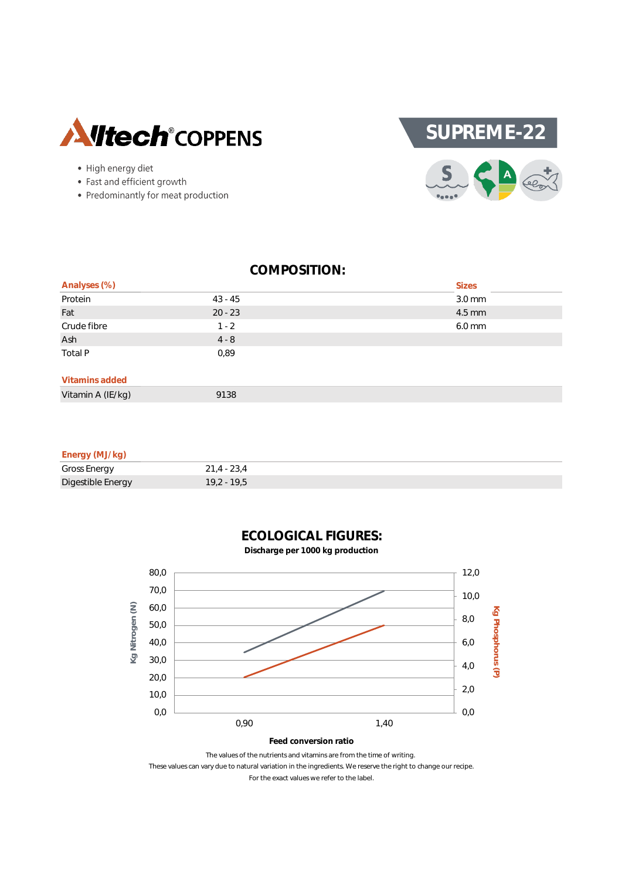Alltech® COPPENS

# SUPREME-22

- High energy diet
- Fast and efficient growth
- Predominantly for meat production

## COMPOSITION:

| Analyses (%) | | Sizes |
|---|---|---|
| Protein | 43 - 45 | 3.0 mm |
| Fat | 20 - 23 | 4.5 mm |
| Crude fibre | 1 - 2 | 6.0 mm |
| Ash | 4 - 8 | |
| Total P | 0,89 | |

| Vitamins added | |
|---|---|
| Vitamin A (IE/kg) | 9138 |

| Energy (MJ/kg) | |
|---|---|
| Gross Energy | 21,4 - 23,4 |
| Digestible Energy | 19,2 - 19,5 |

## ECOLOGICAL FIGURES:

**Discharge per 1000 kg production**

Kg Nitrogen (N) | Kg Phosphorus (P)

Feed conversion ratio: 0,90 – 1,40

The values of the nutrients and vitamins are from the time of writing.
These values can vary due to natural variation in the ingredients. We reserve the right to change our recipe.
For the exact values we refer to the label.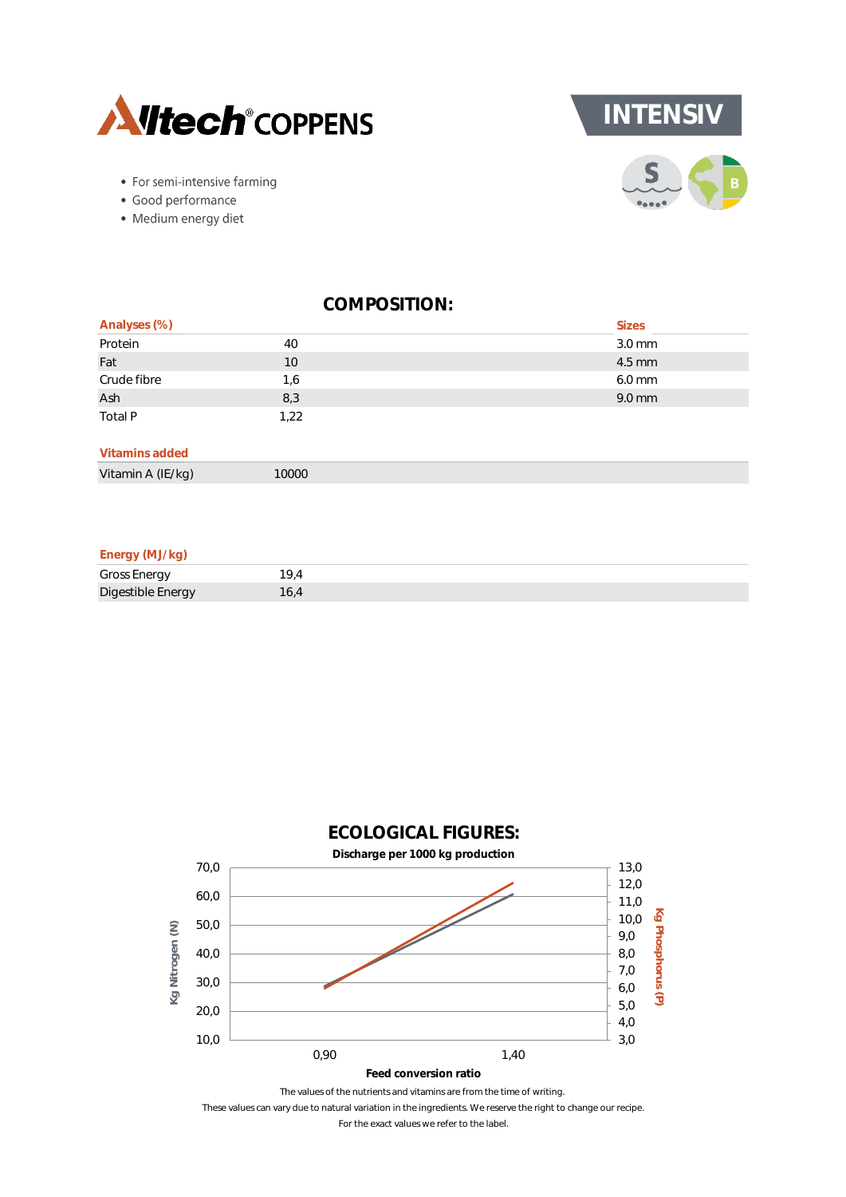# INTENSIV

- For semi-intensive farming
- Good performance
- Medium energy diet

## COMPOSITION:

| Analyses (%) | | Sizes |
|---|---|---|
| Protein | 40 | 3.0 mm |
| Fat | 10 | 4.5 mm |
| Crude fibre | 1,6 | 6.0 mm |
| Ash | 8,3 | 9.0 mm |
| Total P | 1,22 | |

| Vitamins added | |
|---|---|
| Vitamin A (IE/kg) | 10000 |

| Energy (MJ/kg) | |
|---|---|
| Gross Energy | 19,4 |
| Digestible Energy | 16,4 |

## ECOLOGICAL FIGURES:

**Discharge per 1000 kg production**

Kg Nitrogen (N): 70,0; 60,0; 50,0; 40,0; 30,0; 20,0; 10,0

Kg Phosphorus (P): 13,0; 12,0; 11,0; 10,0; 9,0; 8,0; 7,0; 6,0; 5,0; 4,0; 3,0

0,90 — 1,40

**Feed conversion ratio**

The values of the nutrients and vitamins are from the time of writing.
These values can vary due to natural variation in the ingredients. We reserve the right to change our recipe.
For the exact values we refer to the label.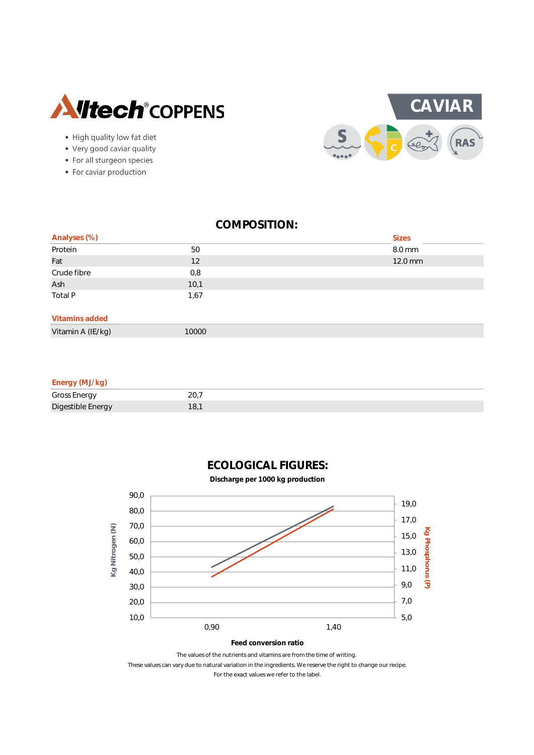Alltech® COPPENS

# CAVIAR

- High quality low fat diet
- Very good caviar quality
- For all sturgeon species
- For caviar production

## COMPOSITION:

| Analyses (%) | | Sizes |
|---|---|---|
| Protein | 50 | 8.0 mm |
| Fat | 12 | 12.0 mm |
| Crude fibre | 0,8 | |
| Ash | 10,1 | |
| Total P | 1,67 | |

| Vitamins added | |
|---|---|
| Vitamin A (IE/kg) | 10000 |

| Energy (MJ/kg) | |
|---|---|
| Gross Energy | 20,7 |
| Digestible Energy | 18,1 |

## ECOLOGICAL FIGURES:

**Discharge per 1000 kg production**

Kg Nitrogen (N) axis: 10,0 – 90,0; Kg Phosphorus (P) axis: 5,0 – 19,0; Feed conversion ratio: 0,90 – 1,40

**Feed conversion ratio**

The values of the nutrients and vitamins are from the time of writing.
These values can vary due to natural variation in the ingredients. We reserve the right to change our recipe.
For the exact values we refer to the label.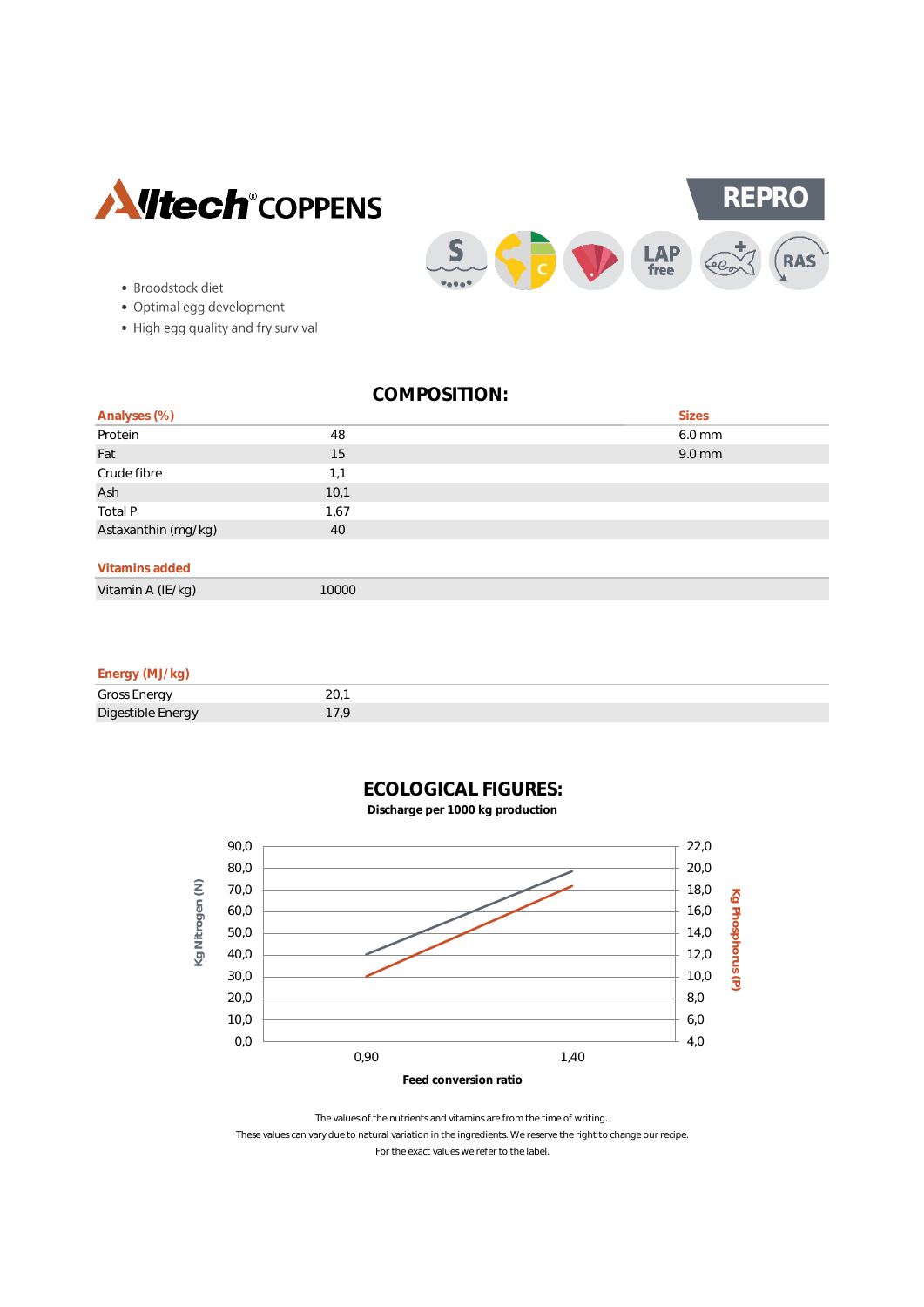Alltech® COPPENS

# REPRO

S | C | LAP free | RAS

- Broodstock diet
- Optimal egg development
- High egg quality and fry survival

## COMPOSITION:

| Analyses (%) | | Sizes |
|---|---|---|
| Protein | 48 | 6.0 mm |
| Fat | 15 | 9.0 mm |
| Crude fibre | 1,1 | |
| Ash | 10,1 | |
| Total P | 1,67 | |
| Astaxanthin (mg/kg) | 40 | |

| Vitamins added | |
|---|---|
| Vitamin A (IE/kg) | 10000 |

| Energy (MJ/kg) | |
|---|---|
| Gross Energy | 20,1 |
| Digestible Energy | 17,9 |

## ECOLOGICAL FIGURES:

**Discharge per 1000 kg production**

Kg Nitrogen (N)

90,0
80,0
70,0
60,0
50,0
40,0
30,0
20,0
10,0
0,0

Kg Phosphorus (P)

22,0
20,0
18,0
16,0
14,0
12,0
10,0
8,0
6,0
4,0

0,90
1,40

**Feed conversion ratio**

The values of the nutrients and vitamins are from the time of writing.
These values can vary due to natural variation in the ingredients. We reserve the right to change our recipe.
For the exact values we refer to the label.